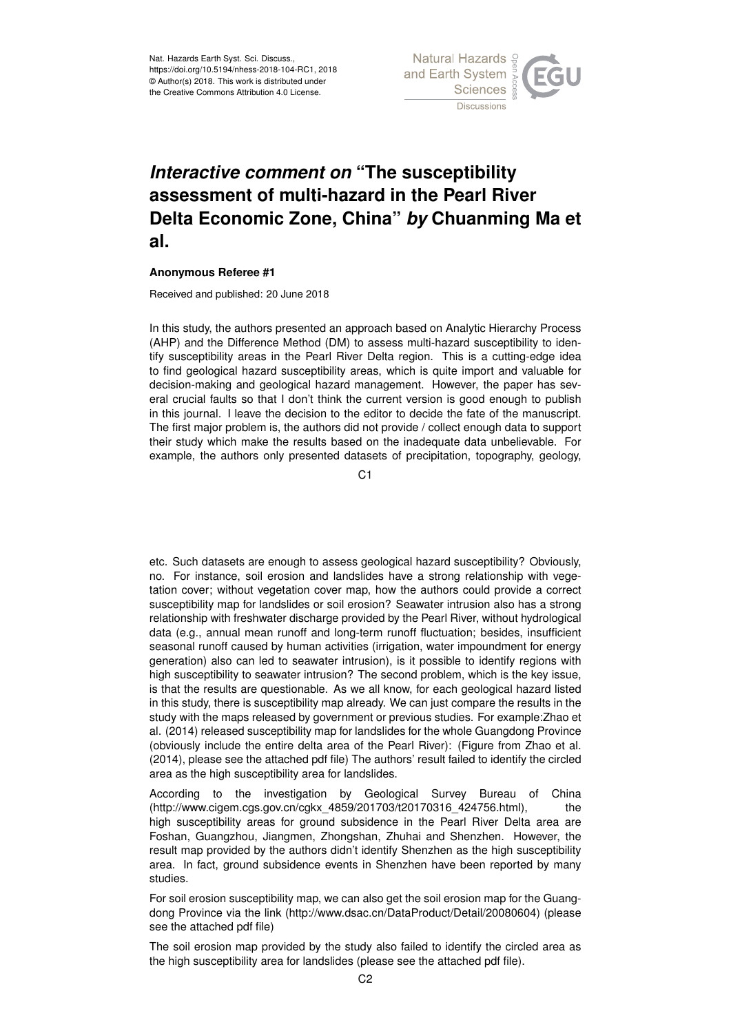# *Interactive comment on* "The susceptibility assessment of multi-hazard in the Pearl River Delta Economic Zone, China" *by* Chuanming Ma et al.

**Anonymous Referee #1**

Received and published: 20 June 2018

In this study, the authors presented an approach based on Analytic Hierarchy Process (AHP) and the Difference Method (DM) to assess multi-hazard susceptibility to identify susceptibility areas in the Pearl River Delta region. This is a cutting-edge idea to find geological hazard susceptibility areas, which is quite import and valuable for decision-making and geological hazard management. However, the paper has several crucial faults so that I don't think the current version is good enough to publish in this journal. I leave the decision to the editor to decide the fate of the manuscript. The first major problem is, the authors did not provide / collect enough data to support their study which make the results based on the inadequate data unbelievable. For example, the authors only presented datasets of precipitation, topography, geology, etc. Such datasets are enough to assess geological hazard susceptibility? Obviously, no. For instance, soil erosion and landslides have a strong relationship with vegetation cover; without vegetation cover map, how the authors could provide a correct susceptibility map for landslides or soil erosion? Seawater intrusion also has a strong relationship with freshwater discharge provided by the Pearl River, without hydrological data (e.g., annual mean runoff and long-term runoff fluctuation; besides, insufficient seasonal runoff caused by human activities (irrigation, water impoundment for energy generation) also can led to seawater intrusion), is it possible to identify regions with high susceptibility to seawater intrusion? The second problem, which is the key issue, is that the results are questionable. As we all know, for each geological hazard listed in this study, there is susceptibility map already. We can just compare the results in the study with the maps released by government or previous studies. For example:Zhao et al. (2014) released susceptibility map for landslides for the whole Guangdong Province (obviously include the entire delta area of the Pearl River): (Figure from Zhao et al. (2014), please see the attached pdf file) The authors' result failed to identify the circled area as the high susceptibility area for landslides.

According to the investigation by Geological Survey Bureau of China (http://www.cigem.cgs.gov.cn/cgkx_4859/201703/t20170316_424756.html), the high susceptibility areas for ground subsidence in the Pearl River Delta area are Foshan, Guangzhou, Jiangmen, Zhongshan, Zhuhai and Shenzhen. However, the result map provided by the authors didn't identify Shenzhen as the high susceptibility area. In fact, ground subsidence events in Shenzhen have been reported by many studies.

For soil erosion susceptibility map, we can also get the soil erosion map for the Guangdong Province via the link (http://www.dsac.cn/DataProduct/Detail/20080604) (please see the attached pdf file)

The soil erosion map provided by the study also failed to identify the circled area as the high susceptibility area for landslides (please see the attached pdf file).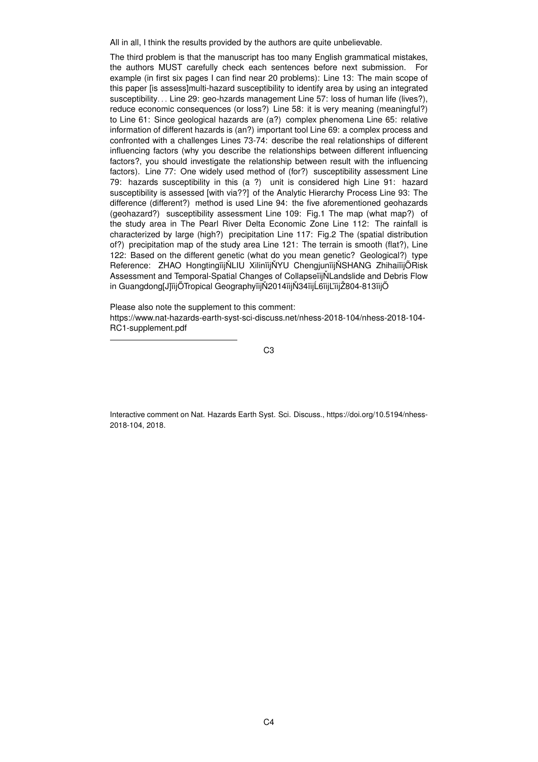All in all, I think the results provided by the authors are quite unbelievable.

The third problem is that the manuscript has too many English grammatical mistakes, the authors MUST carefully check each sentences before next submission. For example (in first six pages I can find near 20 problems): Line 13: The main scope of this paper [is assess]multi-hazard susceptibility to identify area by using an integrated susceptibility... Line 29: geo-hzards management Line 57: loss of human life (lives?), reduce economic consequences (or loss?) Line 58: it is very meaning (meaningful?) to Line 61: Since geological hazards are (a?) complex phenomena Line 65: relative information of different hazards is (an?) important tool Line 69: a complex process and confronted with a challenges Lines 73-74: describe the real relationships of different influencing factors (why you describe the relationships between different influencing factors?, you should investigate the relationship between result with the influencing factors). Line 77: One widely used method of (for?) susceptibility assessment Line 79: hazards susceptibility in this (a ?) unit is considered high Line 91: hazard susceptibility is assessed [with via??] of the Analytic Hierarchy Process Line 93: The difference (different?) method is used Line 94: the five aforementioned geohazards (geohazard?) susceptibility assessment Line 109: Fig.1 The map (what map?) of the study area in The Pearl River Delta Economic Zone Line 112: The rainfall is characterized by large (high?) precipitation Line 117: Fig.2 The (spatial distribution of?) precipitation map of the study area Line 121: The terrain is smooth (flat?), Line 122: Based on the different genetic (what do you mean genetic? Geological?) type Reference: ZHAO HongtingïijŇLIU XilinïijŇYU ChengjunïijŇSHANG ZhihaiïijŐRisk Assessment and Temporal-Spatial Changes of CollapseïijŇLandslide and Debris Flow in Guangdong[J]ïijŐTropical GeographyïijŇ2014ïijŇ34ïijĹ6ïijĽïijŽ804-813ïijŐ

Please also note the supplement to this comment:
https://www.nat-hazards-earth-syst-sci-discuss.net/nhess-2018-104/nhess-2018-104-RC1-supplement.pdf

---

Interactive comment on Nat. Hazards Earth Syst. Sci. Discuss., https://doi.org/10.5194/nhess-2018-104, 2018.